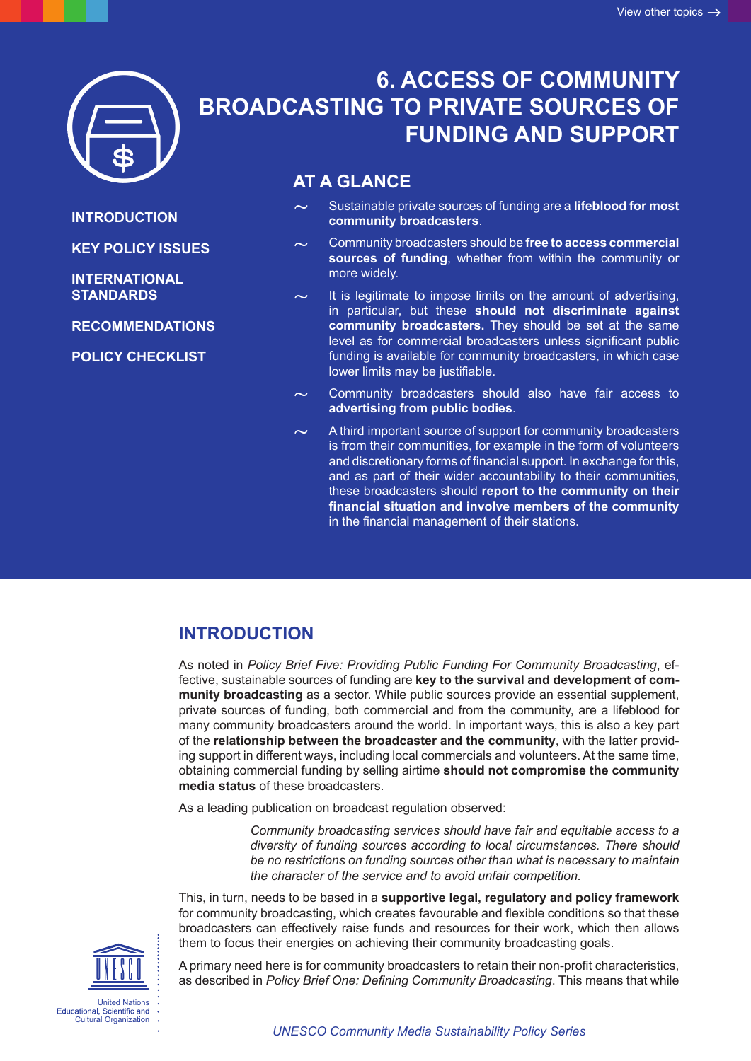# 6. ACCESS OF COMMUNITY BROADCASTING TO PRIVATE SOURCES OF FUNDING AND SUPPORT

INTRODUCTION

KEY POLICY ISSUES

INTERNATIONAL STANDARDS

RECOMMENDATIONS

POLICY CHECKLIST

## AT A GLANCE

- Sustainable private sources of funding are a **lifeblood for most community broadcasters**.
- Community broadcasters should be **free to access commercial sources of funding**, whether from within the community or more widely.
- It is legitimate to impose limits on the amount of advertising, in particular, but these **should not discriminate against community broadcasters.** They should be set at the same level as for commercial broadcasters unless significant public funding is available for community broadcasters, in which case lower limits may be justifiable.
- Community broadcasters should also have fair access to **advertising from public bodies**.
- A third important source of support for community broadcasters is from their communities, for example in the form of volunteers and discretionary forms of financial support. In exchange for this, and as part of their wider accountability to their communities, these broadcasters should **report to the community on their financial situation and involve members of the community** in the financial management of their stations.

## INTRODUCTION

As noted in *Policy Brief Five: Providing Public Funding For Community Broadcasting*, effective, sustainable sources of funding are **key to the survival and development of community broadcasting** as a sector. While public sources provide an essential supplement, private sources of funding, both commercial and from the community, are a lifeblood for many community broadcasters around the world. In important ways, this is also a key part of the **relationship between the broadcaster and the community**, with the latter providing support in different ways, including local commercials and volunteers. At the same time, obtaining commercial funding by selling airtime **should not compromise the community media status** of these broadcasters.

As a leading publication on broadcast regulation observed:

> *Community broadcasting services should have fair and equitable access to a diversity of funding sources according to local circumstances. There should be no restrictions on funding sources other than what is necessary to maintain the character of the service and to avoid unfair competition.*

This, in turn, needs to be based in a **supportive legal, regulatory and policy framework** for community broadcasting, which creates favourable and flexible conditions so that these broadcasters can effectively raise funds and resources for their work, which then allows them to focus their energies on achieving their community broadcasting goals.

A primary need here is for community broadcasters to retain their non-profit characteristics, as described in *Policy Brief One: Defining Community Broadcasting*. This means that while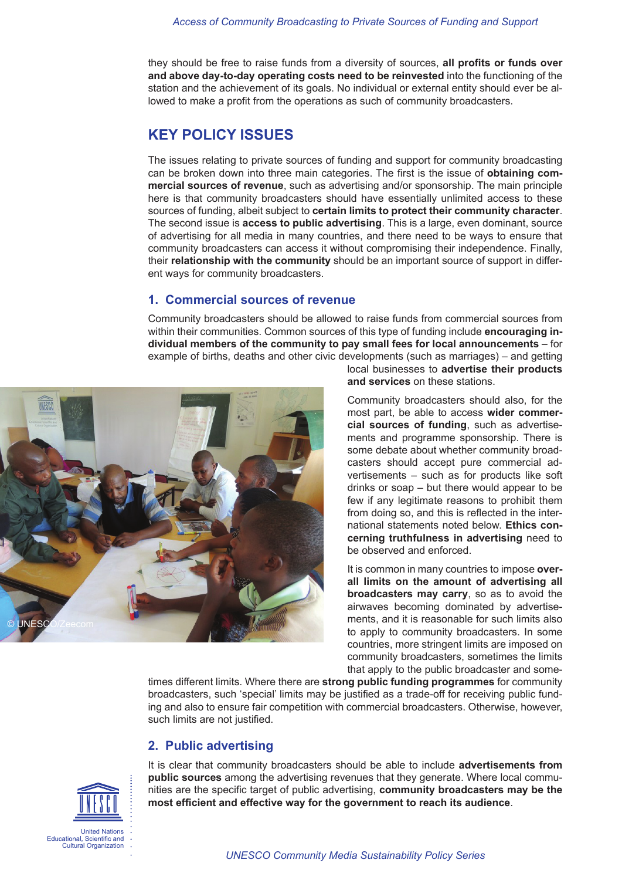they should be free to raise funds from a diversity of sources, **all profits or funds over and above day-to-day operating costs need to be reinvested** into the functioning of the station and the achievement of its goals. No individual or external entity should ever be allowed to make a profit from the operations as such of community broadcasters.

## KEY POLICY ISSUES

The issues relating to private sources of funding and support for community broadcasting can be broken down into three main categories. The first is the issue of **obtaining commercial sources of revenue**, such as advertising and/or sponsorship. The main principle here is that community broadcasters should have essentially unlimited access to these sources of funding, albeit subject to **certain limits to protect their community character**. The second issue is **access to public advertising**. This is a large, even dominant, source of advertising for all media in many countries, and there need to be ways to ensure that community broadcasters can access it without compromising their independence. Finally, their **relationship with the community** should be an important source of support in different ways for community broadcasters.

### 1. Commercial sources of revenue

Community broadcasters should be allowed to raise funds from commercial sources from within their communities. Common sources of this type of funding include **encouraging individual members of the community to pay small fees for local announcements** – for example of births, deaths and other civic developments (such as marriages) – and getting local businesses to **advertise their products and services** on these stations.

© UNESCO/Zeecom

Community broadcasters should also, for the most part, be able to access **wider commercial sources of funding**, such as advertisements and programme sponsorship. There is some debate about whether community broadcasters should accept pure commercial advertisements – such as for products like soft drinks or soap – but there would appear to be few if any legitimate reasons to prohibit them from doing so, and this is reflected in the international statements noted below. **Ethics concerning truthfulness in advertising** need to be observed and enforced.

It is common in many countries to impose **overall limits on the amount of advertising all broadcasters may carry**, so as to avoid the airwaves becoming dominated by advertisements, and it is reasonable for such limits also to apply to community broadcasters. In some countries, more stringent limits are imposed on community broadcasters, sometimes the limits that apply to the public broadcaster and sometimes different limits. Where there are **strong public funding programmes** for community broadcasters, such 'special' limits may be justified as a trade-off for receiving public funding and also to ensure fair competition with commercial broadcasters. Otherwise, however, such limits are not justified.

### 2. Public advertising

It is clear that community broadcasters should be able to include **advertisements from public sources** among the advertising revenues that they generate. Where local communities are the specific target of public advertising, **community broadcasters may be the most efficient and effective way for the government to reach its audience**.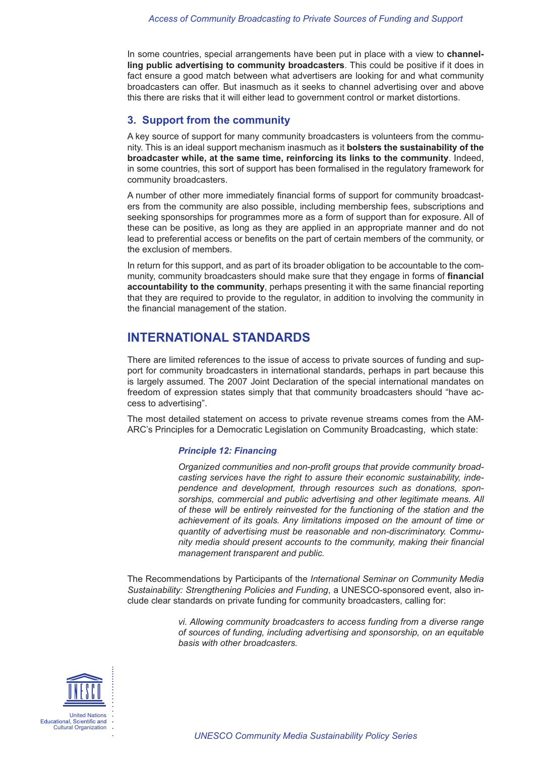In some countries, special arrangements have been put in place with a view to **channelling public advertising to community broadcasters**. This could be positive if it does in fact ensure a good match between what advertisers are looking for and what community broadcasters can offer. But inasmuch as it seeks to channel advertising over and above this there are risks that it will either lead to government control or market distortions.

### 3. Support from the community

A key source of support for many community broadcasters is volunteers from the community. This is an ideal support mechanism inasmuch as it **bolsters the sustainability of the broadcaster while, at the same time, reinforcing its links to the community**. Indeed, in some countries, this sort of support has been formalised in the regulatory framework for community broadcasters.

A number of other more immediately financial forms of support for community broadcasters from the community are also possible, including membership fees, subscriptions and seeking sponsorships for programmes more as a form of support than for exposure. All of these can be positive, as long as they are applied in an appropriate manner and do not lead to preferential access or benefits on the part of certain members of the community, or the exclusion of members.

In return for this support, and as part of its broader obligation to be accountable to the community, community broadcasters should make sure that they engage in forms of **financial accountability to the community**, perhaps presenting it with the same financial reporting that they are required to provide to the regulator, in addition to involving the community in the financial management of the station.

## INTERNATIONAL STANDARDS

There are limited references to the issue of access to private sources of funding and support for community broadcasters in international standards, perhaps in part because this is largely assumed. The 2007 Joint Declaration of the special international mandates on freedom of expression states simply that that community broadcasters should "have access to advertising".

The most detailed statement on access to private revenue streams comes from the AMARC's Principles for a Democratic Legislation on Community Broadcasting, which state:

> ***Principle 12: Financing***
>
> *Organized communities and non-profit groups that provide community broadcasting services have the right to assure their economic sustainability, independence and development, through resources such as donations, sponsorships, commercial and public advertising and other legitimate means. All of these will be entirely reinvested for the functioning of the station and the achievement of its goals. Any limitations imposed on the amount of time or quantity of advertising must be reasonable and non-discriminatory. Community media should present accounts to the community, making their financial management transparent and public.*

The Recommendations by Participants of the *International Seminar on Community Media Sustainability: Strengthening Policies and Funding*, a UNESCO-sponsored event, also include clear standards on private funding for community broadcasters, calling for:

> *vi. Allowing community broadcasters to access funding from a diverse range of sources of funding, including advertising and sponsorship, on an equitable basis with other broadcasters.*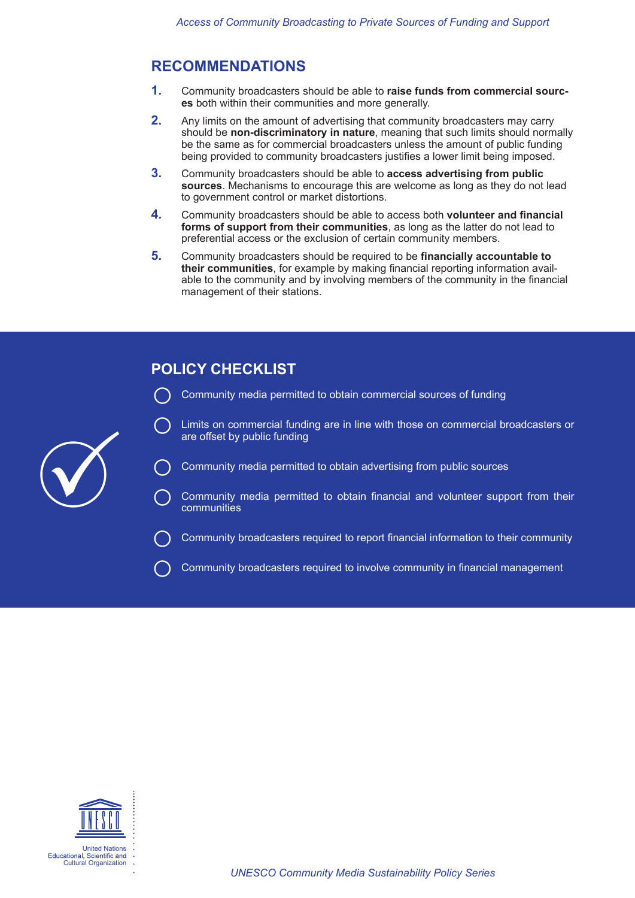## RECOMMENDATIONS

1. Community broadcasters should be able to **raise funds from commercial sources** both within their communities and more generally.
2. Any limits on the amount of advertising that community broadcasters may carry should be **non-discriminatory in nature**, meaning that such limits should normally be the same as for commercial broadcasters unless the amount of public funding being provided to community broadcasters justifies a lower limit being imposed.
3. Community broadcasters should be able to **access advertising from public sources**. Mechanisms to encourage this are welcome as long as they do not lead to government control or market distortions.
4. Community broadcasters should be able to access both **volunteer and financial forms of support from their communities**, as long as the latter do not lead to preferential access or the exclusion of certain community members.
5. Community broadcasters should be required to be **financially accountable to their communities**, for example by making financial reporting information available to the community and by involving members of the community in the financial management of their stations.

## POLICY CHECKLIST

- ◯ Community media permitted to obtain commercial sources of funding
- ◯ Limits on commercial funding are in line with those on commercial broadcasters or are offset by public funding
- ◯ Community media permitted to obtain advertising from public sources
- ◯ Community media permitted to obtain financial and volunteer support from their communities
- ◯ Community broadcasters required to report financial information to their community
- ◯ Community broadcasters required to involve community in financial management

United Nations
Educational, Scientific and
Cultural Organization